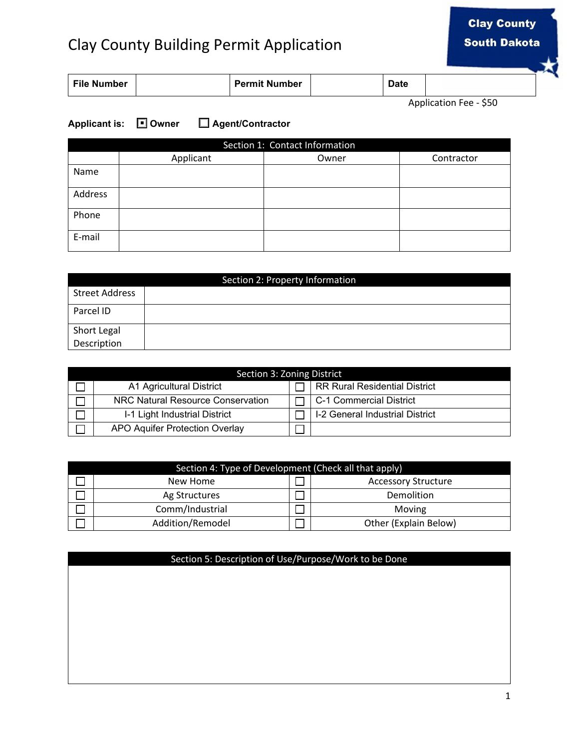# Clay County Building Permit Application

Clay County South Dakota

| File Number | | Permit Number | | Date | |
|---|---|---|---|---|---|

Application Fee - $50

**Applicant is:** ☒ **Owner** ☐ **Agent/Contractor**

| Section 1: Contact Information | | | |
|---|---|---|---|
| | Applicant | Owner | Contractor |
| Name | | | |
| Address | | | |
| Phone | | | |
| E-mail | | | |

| Section 2: Property Information | |
|---|---|
| Street Address | |
| Parcel ID | |
| Short Legal Description | |

| Section 3: Zoning District | | | |
|---|---|---|---|
| ☐ | A1 Agricultural District | ☐ | RR Rural Residential District |
| ☐ | NRC Natural Resource Conservation | ☐ | C-1 Commercial District |
| ☐ | I-1 Light Industrial District | ☐ | I-2 General Industrial District |
| ☐ | APO Aquifer Protection Overlay | ☐ | |

| Section 4: Type of Development (Check all that apply) | | | |
|---|---|---|---|
| ☐ | New Home | ☐ | Accessory Structure |
| ☐ | Ag Structures | ☐ | Demolition |
| ☐ | Comm/Industrial | ☐ | Moving |
| ☐ | Addition/Remodel | ☐ | Other (Explain Below) |

| Section 5: Description of Use/Purpose/Work to be Done |
|---|
| |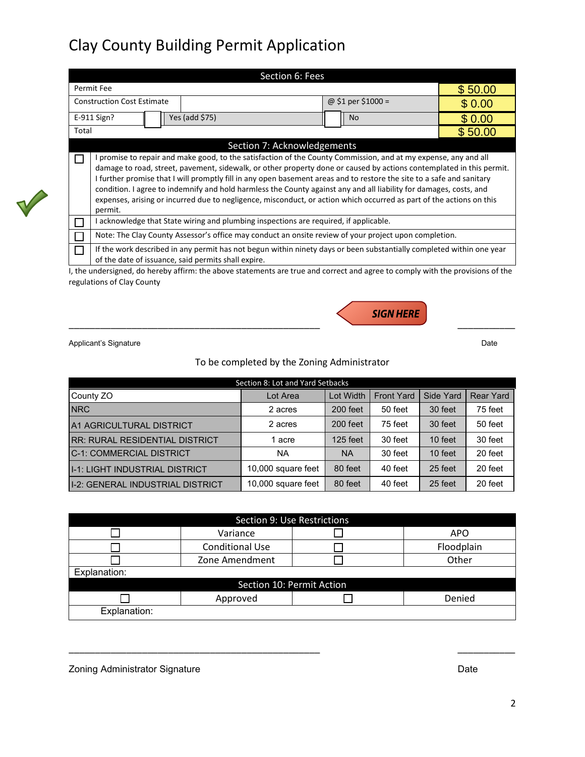# Clay County Building Permit Application

| Section 6: Fees | | | | |
|---|---|---|---|---|
| Permit Fee | | | | $ 50.00 |
| Construction Cost Estimate | | | @ $1 per $1000 = | $ 0.00 |
| E-911 Sign? | ☐ | Yes (add $75) | ☐ No | $ 0.00 |
| Total | | | | $ 50.00 |

| Section 7: Acknowledgements | |
|---|---|
| ☐ | I promise to repair and make good, to the satisfaction of the County Commission, and at my expense, any and all damage to road, street, pavement, sidewalk, or other property done or caused by actions contemplated in this permit. I further promise that I will promptly fill in any open basement areas and to restore the site to a safe and sanitary condition. I agree to indemnify and hold harmless the County against any and all liability for damages, costs, and expenses, arising or incurred due to negligence, misconduct, or action which occurred as part of the actions on this permit. |
| ☐ | I acknowledge that State wiring and plumbing inspections are required, if applicable. |
| ☐ | Note: The Clay County Assessor's office may conduct an onsite review of your project upon completion. |
| ☐ | If the work described in any permit has not begun within ninety days or been substantially completed within one year of the date of issuance, said permits shall expire. |

I, the undersigned, do hereby affirm: the above statements are true and correct and agree to comply with the provisions of the regulations of Clay County

SIGN HERE

_______________________________________________ ___________

Applicant's Signature Date

To be completed by the Zoning Administrator

| Section 8: Lot and Yard Setbacks | | | | | |
|---|---|---|---|---|---|
| County ZO | Lot Area | Lot Width | Front Yard | Side Yard | Rear Yard |
| NRC | 2 acres | 200 feet | 50 feet | 30 feet | 75 feet |
| A1 AGRICULTURAL DISTRICT | 2 acres | 200 feet | 75 feet | 30 feet | 50 feet |
| RR: RURAL RESIDENTIAL DISTRICT | 1 acre | 125 feet | 30 feet | 10 feet | 30 feet |
| C-1: COMMERCIAL DISTRICT | NA | NA | 30 feet | 10 feet | 20 feet |
| I-1: LIGHT INDUSTRIAL DISTRICT | 10,000 square feet | 80 feet | 40 feet | 25 feet | 20 feet |
| I-2: GENERAL INDUSTRIAL DISTRICT | 10,000 square feet | 80 feet | 40 feet | 25 feet | 20 feet |

| Section 9: Use Restrictions | | | |
|---|---|---|---|
| ☐ | Variance | ☐ | APO |
| ☐ | Conditional Use | ☐ | Floodplain |
| ☐ | Zone Amendment | ☐ | Other |
| Explanation: | | | |

| Section 10: Permit Action | | | |
|---|---|---|---|
| ☐ | Approved | ☐ | Denied |
| Explanation: | | | |

_______________________________________________ ___________

Zoning Administrator Signature Date